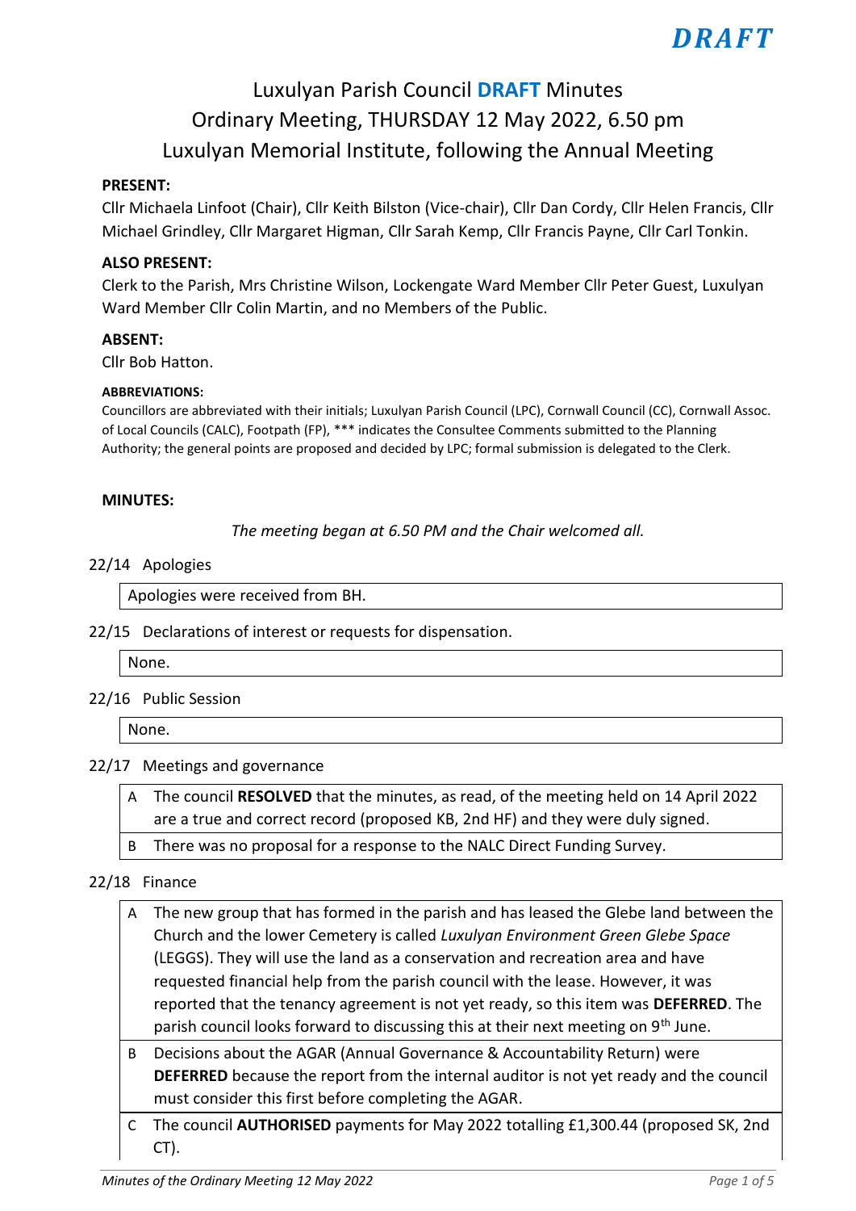**DRAFT**

# Luxulyan Parish Council **DRAFT** Minutes
# Ordinary Meeting, THURSDAY 12 May 2022, 6.50 pm
# Luxulyan Memorial Institute, following the Annual Meeting

**PRESENT:**

Cllr Michaela Linfoot (Chair), Cllr Keith Bilston (Vice-chair), Cllr Dan Cordy, Cllr Helen Francis, Cllr Michael Grindley, Cllr Margaret Higman, Cllr Sarah Kemp, Cllr Francis Payne, Cllr Carl Tonkin.

**ALSO PRESENT:**

Clerk to the Parish, Mrs Christine Wilson, Lockengate Ward Member Cllr Peter Guest, Luxulyan Ward Member Cllr Colin Martin, and no Members of the Public.

**ABSENT:**

Cllr Bob Hatton.

**ABBREVIATIONS:**

Councillors are abbreviated with their initials; Luxulyan Parish Council (LPC), Cornwall Council (CC), Cornwall Assoc. of Local Councils (CALC), Footpath (FP), *** indicates the Consultee Comments submitted to the Planning Authority; the general points are proposed and decided by LPC; formal submission is delegated to the Clerk.

**MINUTES:**

*The meeting began at 6.50 PM and the Chair welcomed all.*

22/14 Apologies

Apologies were received from BH.

22/15 Declarations of interest or requests for dispensation.

None.

22/16 Public Session

None.

22/17 Meetings and governance

A The council **RESOLVED** that the minutes, as read, of the meeting held on 14 April 2022 are a true and correct record (proposed KB, 2nd HF) and they were duly signed.

B There was no proposal for a response to the NALC Direct Funding Survey.

22/18 Finance

A The new group that has formed in the parish and has leased the Glebe land between the Church and the lower Cemetery is called *Luxulyan Environment Green Glebe Space* (LEGGS). They will use the land as a conservation and recreation area and have requested financial help from the parish council with the lease. However, it was reported that the tenancy agreement is not yet ready, so this item was **DEFERRED**. The parish council looks forward to discussing this at their next meeting on 9th June.

B Decisions about the AGAR (Annual Governance & Accountability Return) were **DEFERRED** because the report from the internal auditor is not yet ready and the council must consider this first before completing the AGAR.

C The council **AUTHORISED** payments for May 2022 totalling £1,300.44 (proposed SK, 2nd CT).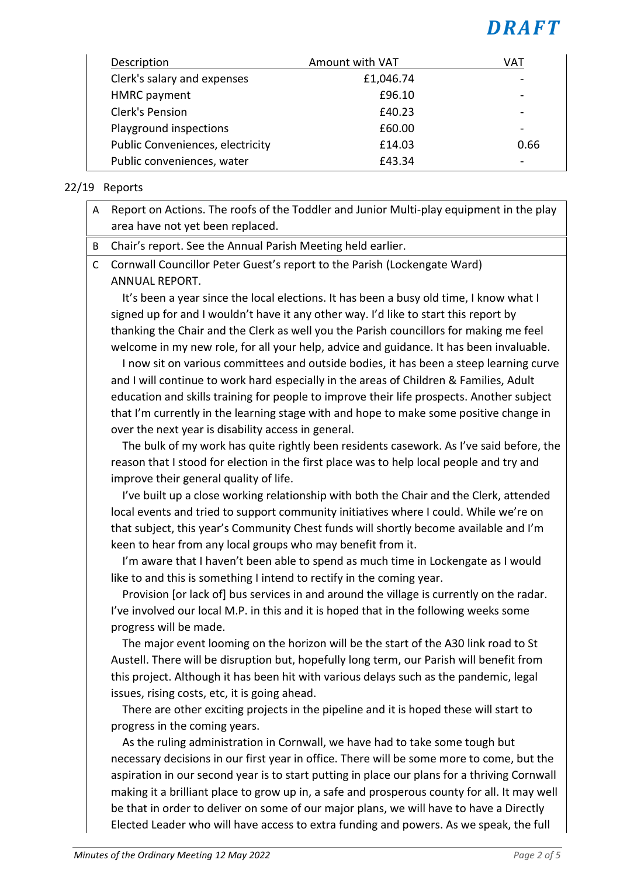**DRAFT**

| Description | Amount with VAT | VAT |
|---|---|---|
| Clerk's salary and expenses | £1,046.74 | - |
| HMRC payment | £96.10 | - |
| Clerk's Pension | £40.23 | - |
| Playground inspections | £60.00 | - |
| Public Conveniences, electricity | £14.03 | 0.66 |
| Public conveniences, water | £43.34 | - |

22/19 Reports

A Report on Actions. The roofs of the Toddler and Junior Multi-play equipment in the play area have not yet been replaced.

B Chair's report. See the Annual Parish Meeting held earlier.

C Cornwall Councillor Peter Guest's report to the Parish (Lockengate Ward)
ANNUAL REPORT.

It's been a year since the local elections. It has been a busy old time, I know what I signed up for and I wouldn't have it any other way. I'd like to start this report by thanking the Chair and the Clerk as well you the Parish councillors for making me feel welcome in my new role, for all your help, advice and guidance. It has been invaluable.

I now sit on various committees and outside bodies, it has been a steep learning curve and I will continue to work hard especially in the areas of Children & Families, Adult education and skills training for people to improve their life prospects. Another subject that I'm currently in the learning stage with and hope to make some positive change in over the next year is disability access in general.

The bulk of my work has quite rightly been residents casework. As I've said before, the reason that I stood for election in the first place was to help local people and try and improve their general quality of life.

I've built up a close working relationship with both the Chair and the Clerk, attended local events and tried to support community initiatives where I could. While we're on that subject, this year's Community Chest funds will shortly become available and I'm keen to hear from any local groups who may benefit from it.

I'm aware that I haven't been able to spend as much time in Lockengate as I would like to and this is something I intend to rectify in the coming year.

Provision [or lack of] bus services in and around the village is currently on the radar. I've involved our local M.P. in this and it is hoped that in the following weeks some progress will be made.

The major event looming on the horizon will be the start of the A30 link road to St Austell. There will be disruption but, hopefully long term, our Parish will benefit from this project. Although it has been hit with various delays such as the pandemic, legal issues, rising costs, etc, it is going ahead.

There are other exciting projects in the pipeline and it is hoped these will start to progress in the coming years.

As the ruling administration in Cornwall, we have had to take some tough but necessary decisions in our first year in office. There will be some more to come, but the aspiration in our second year is to start putting in place our plans for a thriving Cornwall making it a brilliant place to grow up in, a safe and prosperous county for all. It may well be that in order to deliver on some of our major plans, we will have to have a Directly Elected Leader who will have access to extra funding and powers. As we speak, the full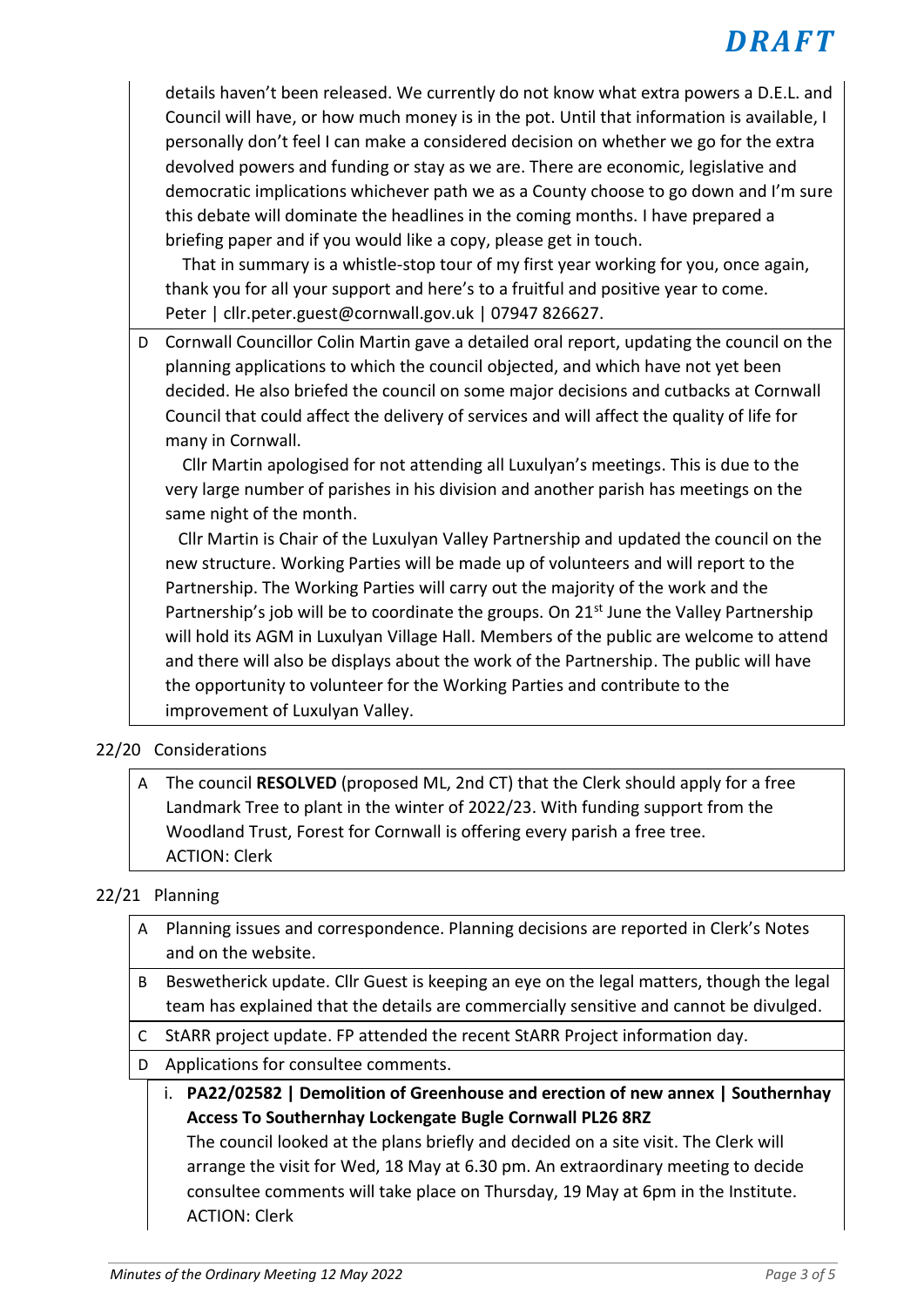**DRAFT**

details haven't been released. We currently do not know what extra powers a D.E.L. and Council will have, or how much money is in the pot. Until that information is available, I personally don't feel I can make a considered decision on whether we go for the extra devolved powers and funding or stay as we are. There are economic, legislative and democratic implications whichever path we as a County choose to go down and I'm sure this debate will dominate the headlines in the coming months. I have prepared a briefing paper and if you would like a copy, please get in touch.

That in summary is a whistle-stop tour of my first year working for you, once again, thank you for all your support and here's to a fruitful and positive year to come. Peter | cllr.peter.guest@cornwall.gov.uk | 07947 826627.

D. Cornwall Councillor Colin Martin gave a detailed oral report, updating the council on the planning applications to which the council objected, and which have not yet been decided. He also briefed the council on some major decisions and cutbacks at Cornwall Council that could affect the delivery of services and will affect the quality of life for many in Cornwall.

Cllr Martin apologised for not attending all Luxulyan's meetings. This is due to the very large number of parishes in his division and another parish has meetings on the same night of the month.

Cllr Martin is Chair of the Luxulyan Valley Partnership and updated the council on the new structure. Working Parties will be made up of volunteers and will report to the Partnership. The Working Parties will carry out the majority of the work and the Partnership's job will be to coordinate the groups. On 21st June the Valley Partnership will hold its AGM in Luxulyan Village Hall. Members of the public are welcome to attend and there will also be displays about the work of the Partnership. The public will have the opportunity to volunteer for the Working Parties and contribute to the improvement of Luxulyan Valley.

## 22/20 Considerations

A. The council **RESOLVED** (proposed ML, 2nd CT) that the Clerk should apply for a free Landmark Tree to plant in the winter of 2022/23. With funding support from the Woodland Trust, Forest for Cornwall is offering every parish a free tree.
ACTION: Clerk

## 22/21 Planning

A. Planning issues and correspondence. Planning decisions are reported in Clerk's Notes and on the website.

B. Beswetherick update. Cllr Guest is keeping an eye on the legal matters, though the legal team has explained that the details are commercially sensitive and cannot be divulged.

C. StARR project update. FP attended the recent StARR Project information day.

D. Applications for consultee comments.

i. **PA22/02582 | Demolition of Greenhouse and erection of new annex | Southernhay Access To Southernhay Lockengate Bugle Cornwall PL26 8RZ**
The council looked at the plans briefly and decided on a site visit. The Clerk will arrange the visit for Wed, 18 May at 6.30 pm. An extraordinary meeting to decide consultee comments will take place on Thursday, 19 May at 6pm in the Institute.
ACTION: Clerk

*Minutes of the Ordinary Meeting 12 May 2022*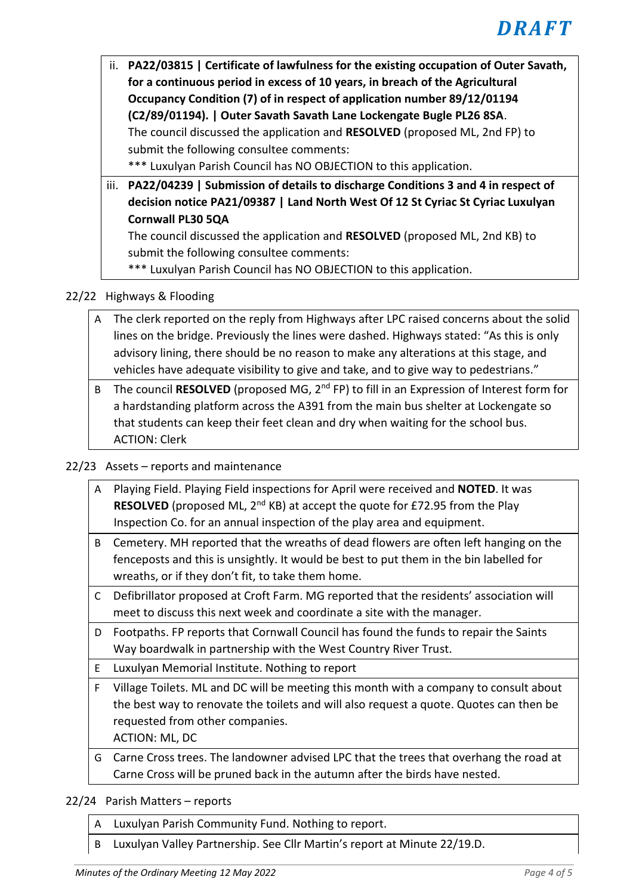DRAFT

ii. **PA22/03815 | Certificate of lawfulness for the existing occupation of Outer Savath, for a continuous period in excess of 10 years, in breach of the Agricultural Occupancy Condition (7) of in respect of application number 89/12/01194 (C2/89/01194). | Outer Savath Savath Lane Lockengate Bugle PL26 8SA**.
The council discussed the application and **RESOLVED** (proposed ML, 2nd FP) to submit the following consultee comments:
*** Luxulyan Parish Council has NO OBJECTION to this application.

iii. **PA22/04239 | Submission of details to discharge Conditions 3 and 4 in respect of decision notice PA21/09387 | Land North West Of 12 St Cyriac St Cyriac Luxulyan Cornwall PL30 5QA**
The council discussed the application and **RESOLVED** (proposed ML, 2nd KB) to submit the following consultee comments:
*** Luxulyan Parish Council has NO OBJECTION to this application.

22/22 Highways & Flooding

| | |
|---|---|
| A | The clerk reported on the reply from Highways after LPC raised concerns about the solid lines on the bridge. Previously the lines were dashed. Highways stated: "As this is only advisory lining, there should be no reason to make any alterations at this stage, and vehicles have adequate visibility to give and take, and to give way to pedestrians." |
| B | The council **RESOLVED** (proposed MG, 2nd FP) to fill in an Expression of Interest form for a hardstanding platform across the A391 from the main bus shelter at Lockengate so that students can keep their feet clean and dry when waiting for the school bus. ACTION: Clerk |

22/23 Assets – reports and maintenance

| | |
|---|---|
| A | Playing Field. Playing Field inspections for April were received and **NOTED**. It was **RESOLVED** (proposed ML, 2nd KB) at accept the quote for £72.95 from the Play Inspection Co. for an annual inspection of the play area and equipment. |
| B | Cemetery. MH reported that the wreaths of dead flowers are often left hanging on the fenceposts and this is unsightly. It would be best to put them in the bin labelled for wreaths, or if they don't fit, to take them home. |
| C | Defibrillator proposed at Croft Farm. MG reported that the residents' association will meet to discuss this next week and coordinate a site with the manager. |
| D | Footpaths. FP reports that Cornwall Council has found the funds to repair the Saints Way boardwalk in partnership with the West Country River Trust. |
| E | Luxulyan Memorial Institute. Nothing to report |
| F | Village Toilets. ML and DC will be meeting this month with a company to consult about the best way to renovate the toilets and will also request a quote. Quotes can then be requested from other companies. ACTION: ML, DC |
| G | Carne Cross trees. The landowner advised LPC that the trees that overhang the road at Carne Cross will be pruned back in the autumn after the birds have nested. |

22/24 Parish Matters – reports

| | |
|---|---|
| A | Luxulyan Parish Community Fund. Nothing to report. |
| B | Luxulyan Valley Partnership. See Cllr Martin's report at Minute 22/19.D. |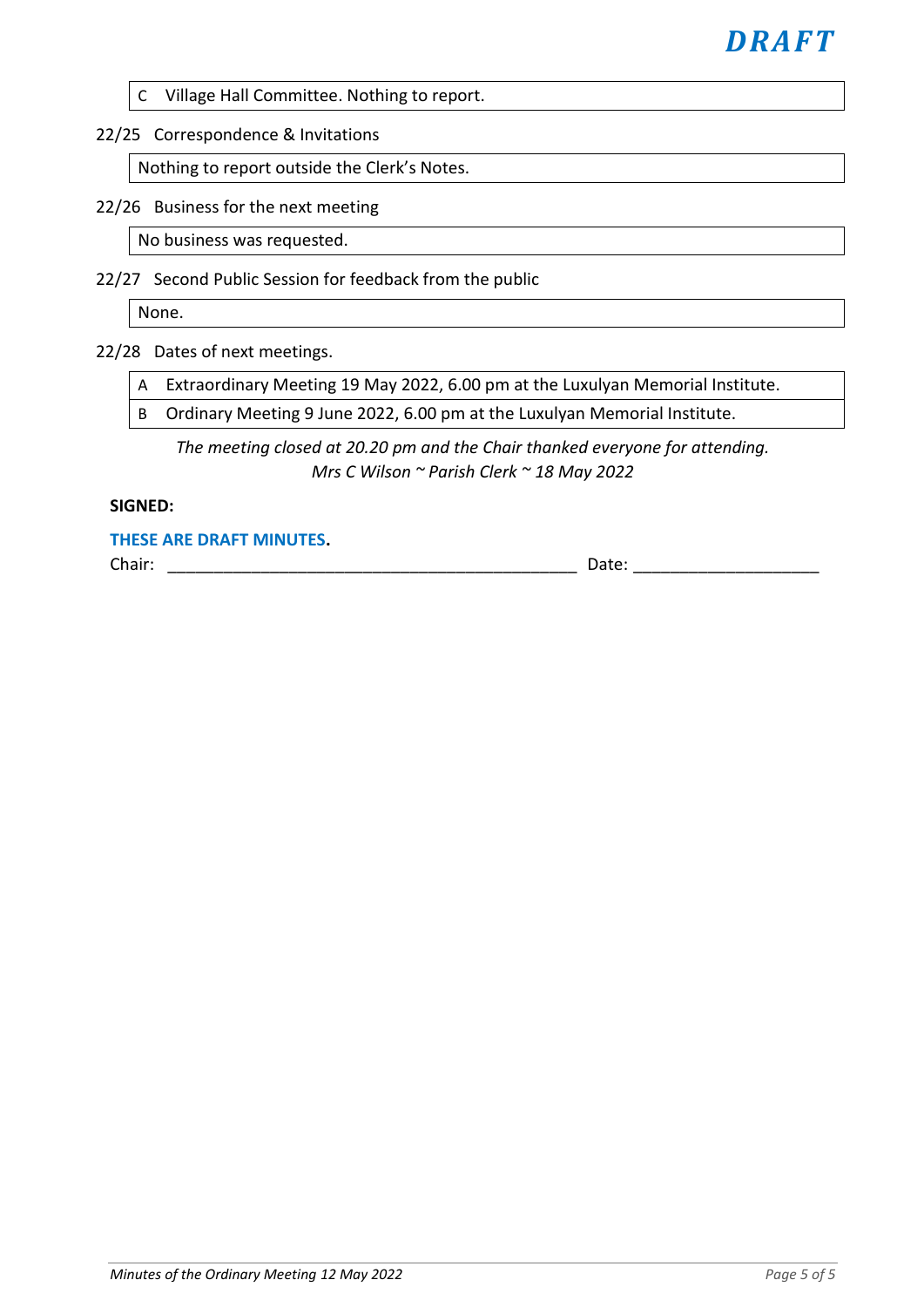**DRAFT**

| | |
|---|---|
| C | Village Hall Committee. Nothing to report. |

22/25 Correspondence & Invitations

Nothing to report outside the Clerk's Notes.

22/26 Business for the next meeting

No business was requested.

22/27 Second Public Session for feedback from the public

None.

22/28 Dates of next meetings.

| | |
|---|---|
| A | Extraordinary Meeting 19 May 2022, 6.00 pm at the Luxulyan Memorial Institute. |
| B | Ordinary Meeting 9 June 2022, 6.00 pm at the Luxulyan Memorial Institute. |

*The meeting closed at 20.20 pm and the Chair thanked everyone for attending.*
*Mrs C Wilson ~ Parish Clerk ~ 18 May 2022*

**SIGNED:**

**THESE ARE DRAFT MINUTES.**

Chair: ____________________________________________ Date: ____________________